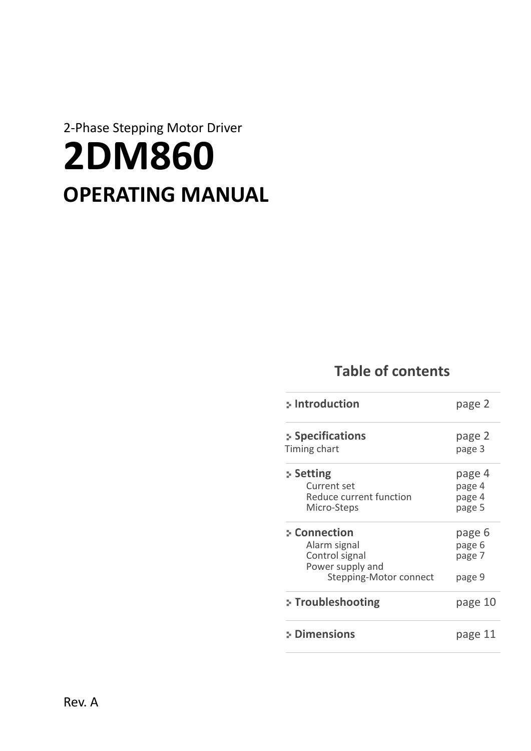2-Phase Stepping Motor Driver

# 2DM860

## OPERATING MANUAL

### Table of contents

| | |
|---|---|
| **Introduction** | page 2 |
| **Specifications** | page 2 |
| Timing chart | page 3 |
| **Setting** | page 4 |
| Current set | page 4 |
| Reduce current function | page 4 |
| Micro-Steps | page 5 |
| **Connection** | page 6 |
| Alarm signal | page 6 |
| Control signal | page 7 |
| Power supply and Stepping-Motor connect | page 9 |
| **Troubleshooting** | page 10 |
| **Dimensions** | page 11 |

Rev. A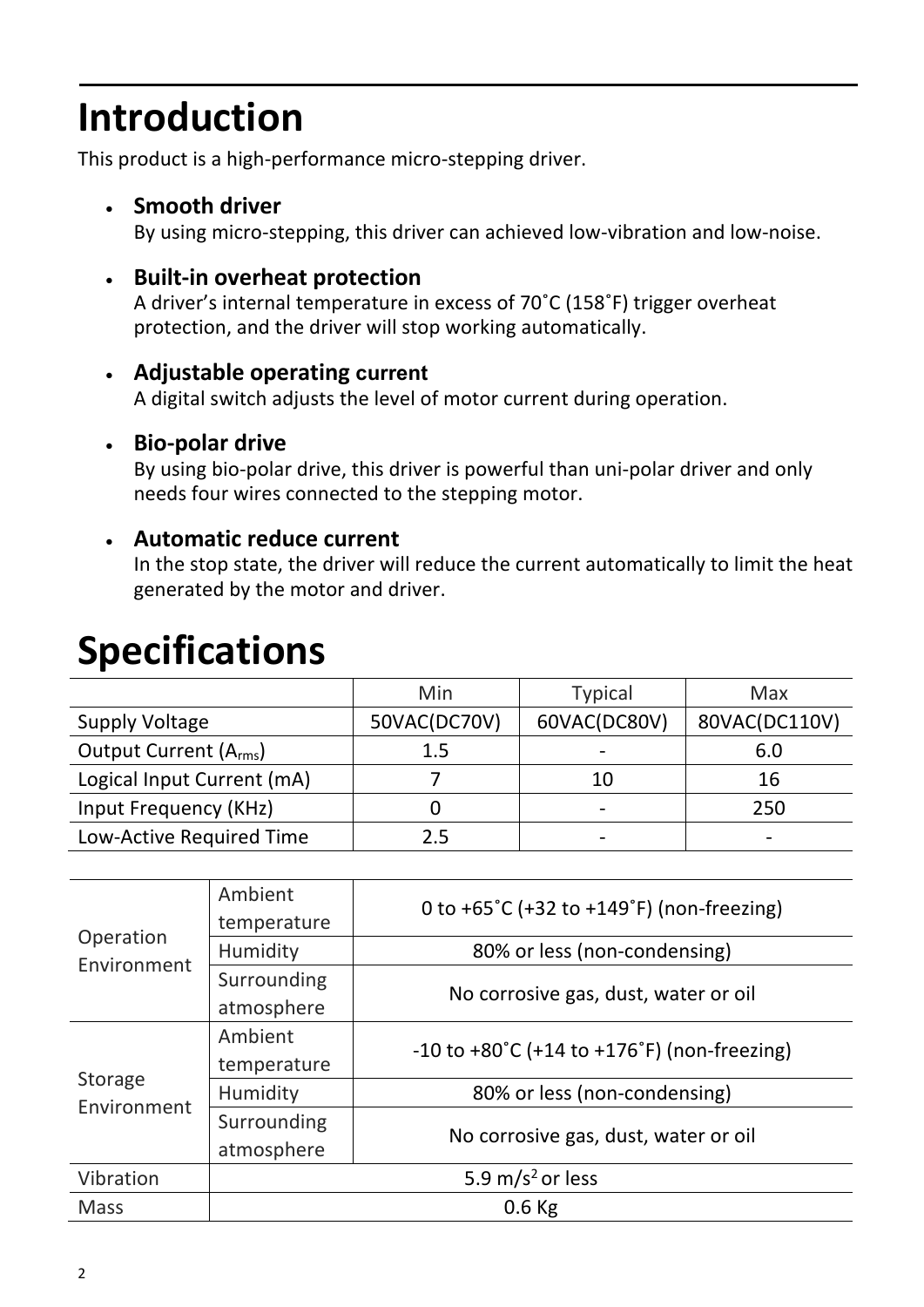# Introduction

This product is a high-performance micro-stepping driver.

- **Smooth driver**
  By using micro-stepping, this driver can achieved low-vibration and low-noise.

- **Built-in overheat protection**
  A driver's internal temperature in excess of 70˚C (158˚F) trigger overheat protection, and the driver will stop working automatically.

- **Adjustable operating current**
  A digital switch adjusts the level of motor current during operation.

- **Bio-polar drive**
  By using bio-polar drive, this driver is powerful than uni-polar driver and only needs four wires connected to the stepping motor.

- **Automatic reduce current**
  In the stop state, the driver will reduce the current automatically to limit the heat generated by the motor and driver.

# Specifications

| | Min | Typical | Max |
|---|---|---|---|
| Supply Voltage | 50VAC(DC70V) | 60VAC(DC80V) | 80VAC(DC110V) |
| Output Current ($A_{rms}$) | 1.5 | - | 6.0 |
| Logical Input Current (mA) | 7 | 10 | 16 |
| Input Frequency (KHz) | 0 | - | 250 |
| Low-Active Required Time | 2.5 | - | - |

| | | |
|---|---|---|
| Operation Environment | Ambient temperature | 0 to +65˚C (+32 to +149˚F) (non-freezing) |
| | Humidity | 80% or less (non-condensing) |
| | Surrounding atmosphere | No corrosive gas, dust, water or oil |
| Storage Environment | Ambient temperature | -10 to +80˚C (+14 to +176˚F) (non-freezing) |
| | Humidity | 80% or less (non-condensing) |
| | Surrounding atmosphere | No corrosive gas, dust, water or oil |
| Vibration | 5.9 $m/s^2$ or less | |
| Mass | 0.6 Kg | |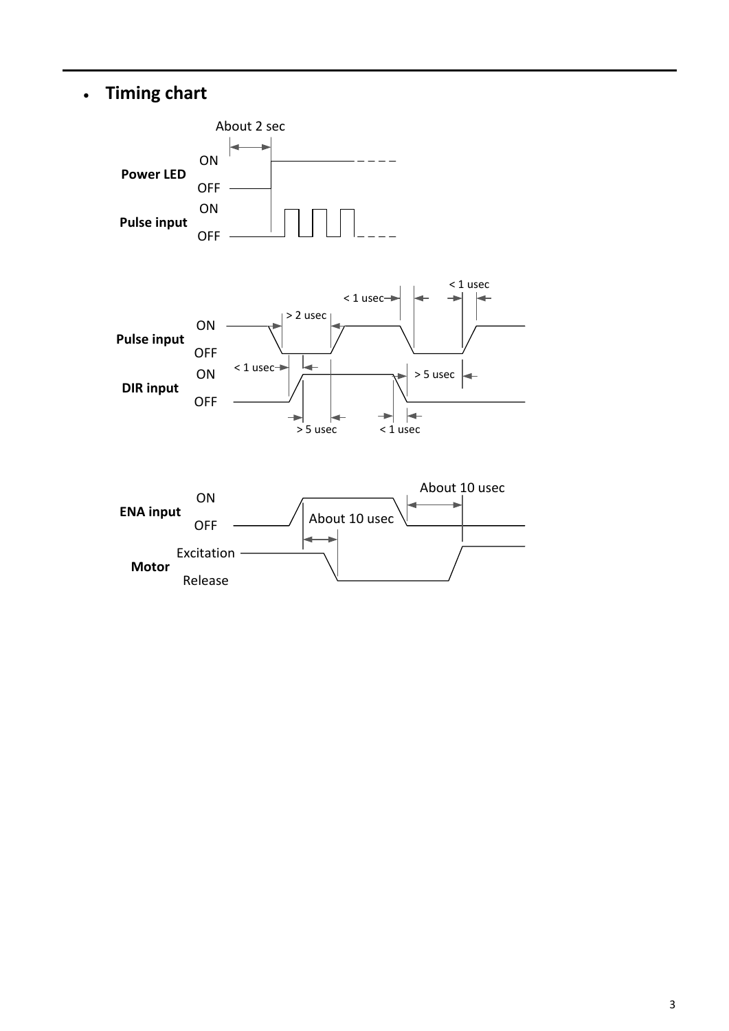- **Timing chart**

About 2 sec

**Power LED** ON / OFF

**Pulse input** ON / OFF

< 1 usec
< 1 usec
> 2 usec

**Pulse input** ON / OFF

< 1 usec
> 5 usec

**DIR input** ON / OFF

> 5 usec
< 1 usec

About 10 usec

**ENA input** ON / OFF

About 10 usec

**Motor** Excitation / Release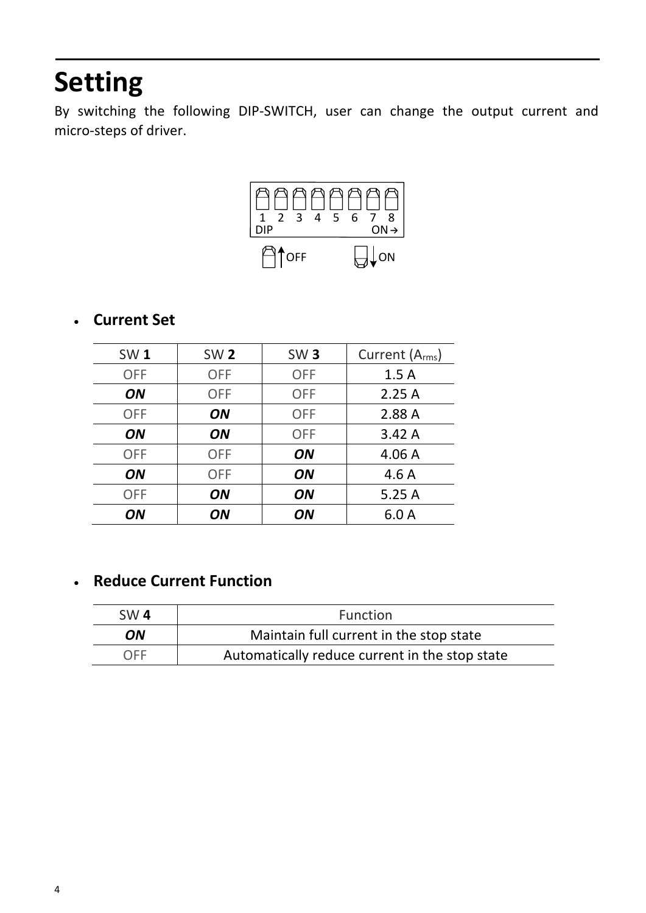# Setting

By switching the following DIP-SWITCH, user can change the output current and micro-steps of driver.

1 2 3 4 5 6 7 8
DIP ON→

OFF ON

- **Current Set**

| SW **1** | SW **2** | SW **3** | Current ($A_{rms}$) |
|---|---|---|---|
| OFF | OFF | OFF | 1.5 A |
| ***ON*** | OFF | OFF | 2.25 A |
| OFF | ***ON*** | OFF | 2.88 A |
| ***ON*** | ***ON*** | OFF | 3.42 A |
| OFF | OFF | ***ON*** | 4.06 A |
| ***ON*** | OFF | ***ON*** | 4.6 A |
| OFF | ***ON*** | ***ON*** | 5.25 A |
| ***ON*** | ***ON*** | ***ON*** | 6.0 A |

- **Reduce Current Function**

| SW **4** | Function |
|---|---|
| ***ON*** | Maintain full current in the stop state |
| OFF | Automatically reduce current in the stop state |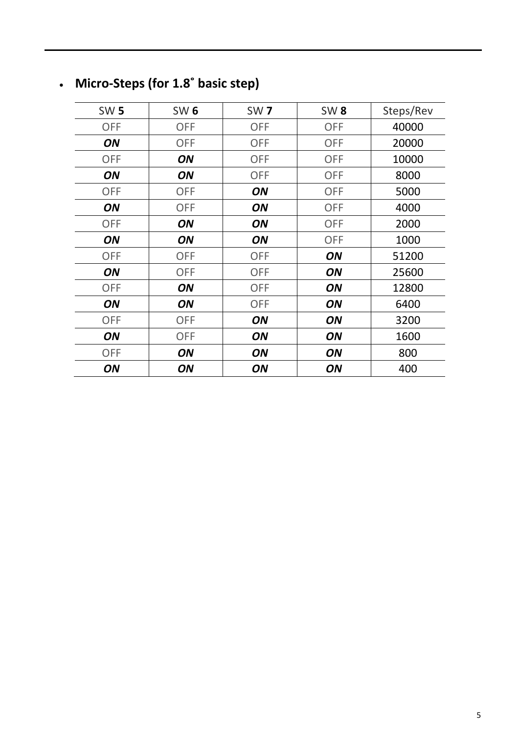- **Micro-Steps (for 1.8˚ basic step)**

| SW **5** | SW **6** | SW **7** | SW **8** | Steps/Rev |
|---|---|---|---|---|
| OFF | OFF | OFF | OFF | 40000 |
| ***ON*** | OFF | OFF | OFF | 20000 |
| OFF | ***ON*** | OFF | OFF | 10000 |
| ***ON*** | ***ON*** | OFF | OFF | 8000 |
| OFF | OFF | ***ON*** | OFF | 5000 |
| ***ON*** | OFF | ***ON*** | OFF | 4000 |
| OFF | ***ON*** | ***ON*** | OFF | 2000 |
| ***ON*** | ***ON*** | ***ON*** | OFF | 1000 |
| OFF | OFF | OFF | ***ON*** | 51200 |
| ***ON*** | OFF | OFF | ***ON*** | 25600 |
| OFF | ***ON*** | OFF | ***ON*** | 12800 |
| ***ON*** | ***ON*** | OFF | ***ON*** | 6400 |
| OFF | OFF | ***ON*** | ***ON*** | 3200 |
| ***ON*** | OFF | ***ON*** | ***ON*** | 1600 |
| OFF | ***ON*** | ***ON*** | ***ON*** | 800 |
| ***ON*** | ***ON*** | ***ON*** | ***ON*** | 400 |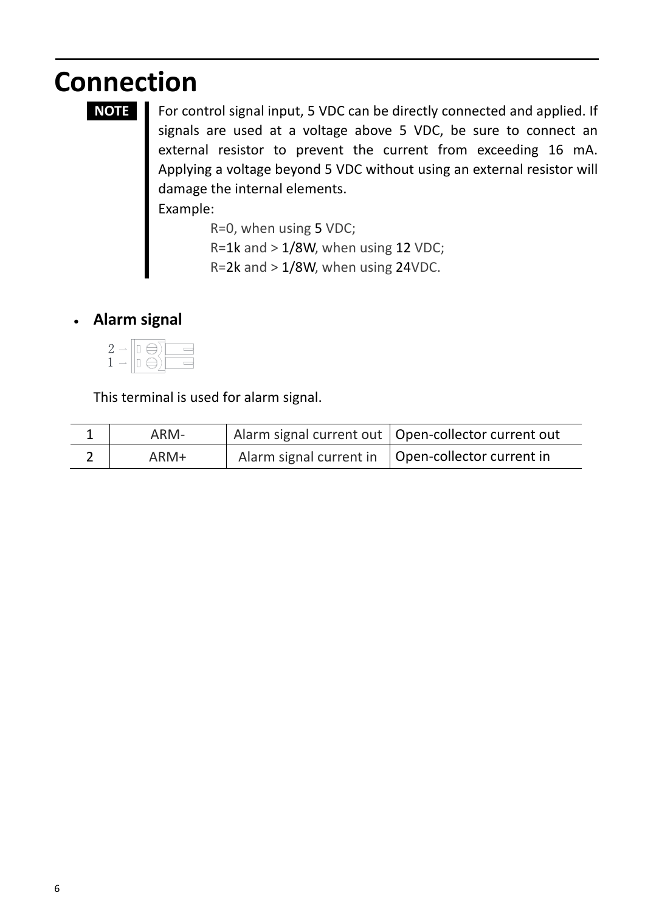# Connection

**NOTE**

For control signal input, 5 VDC can be directly connected and applied. If signals are used at a voltage above 5 VDC, be sure to connect an external resistor to prevent the current from exceeding 16 mA. Applying a voltage beyond 5 VDC without using an external resistor will damage the internal elements.

Example:

R=0, when using 5 VDC;

R=1k and > 1/8W, when using 12 VDC;

R=2k and > 1/8W, when using 24VDC.

- **Alarm signal**

2 →
1 →

This terminal is used for alarm signal.

| 1 | ARM- | Alarm signal current out | Open-collector current out |
|---|---|---|---|
| 2 | ARM+ | Alarm signal current in | Open-collector current in |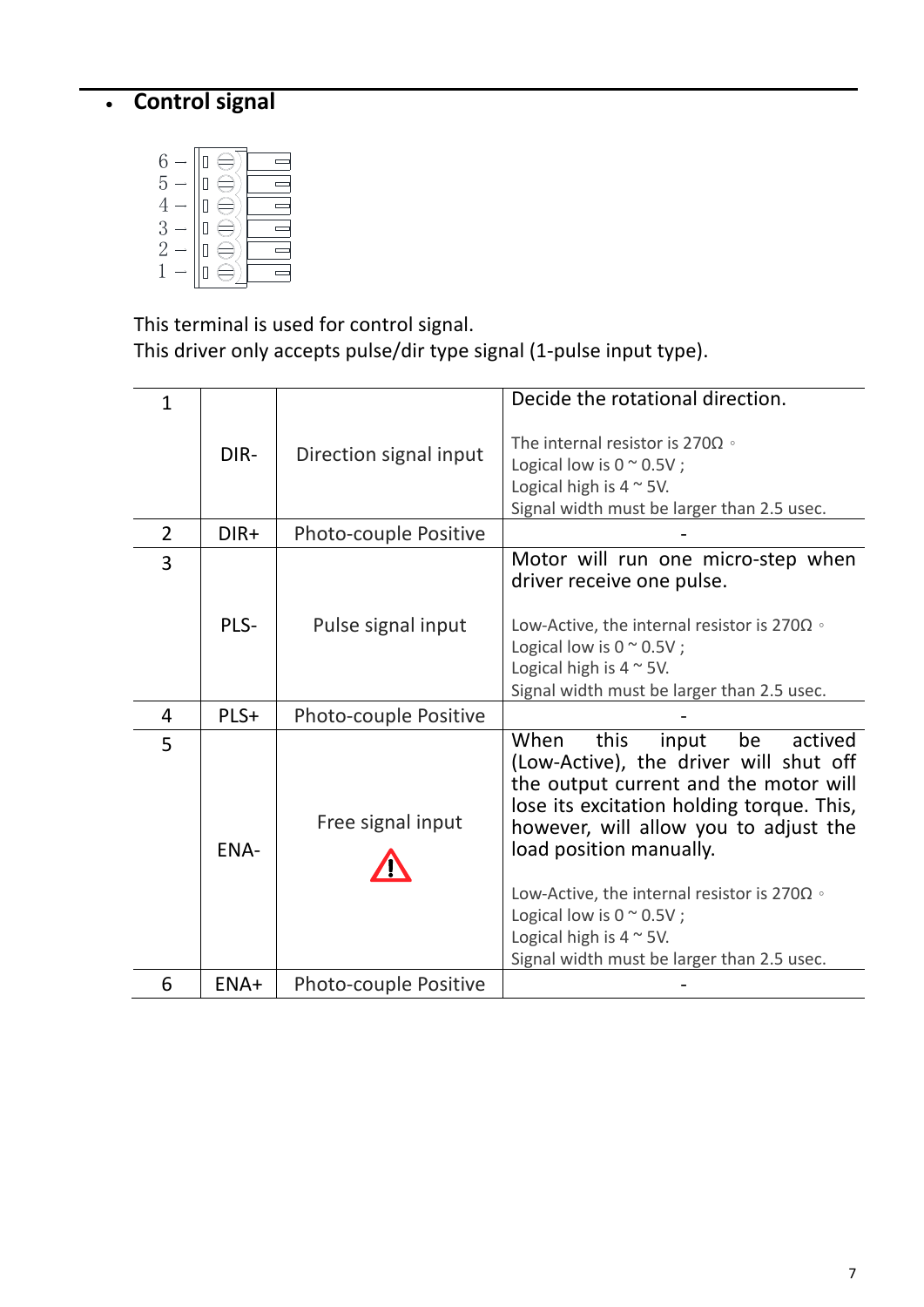- **Control signal**

This terminal is used for control signal.
This driver only accepts pulse/dir type signal (1-pulse input type).

| | | | |
|---|---|---|---|
| 1 | DIR- | Direction signal input | Decide the rotational direction.<br><br>The internal resistor is 270Ω。<br>Logical low is 0 ~ 0.5V ;<br>Logical high is 4 ~ 5V.<br>Signal width must be larger than 2.5 usec. |
| 2 | DIR+ | Photo-couple Positive | - |
| 3 | PLS- | Pulse signal input | Motor will run one micro-step when driver receive one pulse.<br><br>Low-Active, the internal resistor is 270Ω。<br>Logical low is 0 ~ 0.5V ;<br>Logical high is 4 ~ 5V.<br>Signal width must be larger than 2.5 usec. |
| 4 | PLS+ | Photo-couple Positive | - |
| 5 | ENA- | Free signal input ⚠ | When this input be actived (Low-Active), the driver will shut off the output current and the motor will lose its excitation holding torque. This, however, will allow you to adjust the load position manually.<br><br>Low-Active, the internal resistor is 270Ω。<br>Logical low is 0 ~ 0.5V ;<br>Logical high is 4 ~ 5V.<br>Signal width must be larger than 2.5 usec. |
| 6 | ENA+ | Photo-couple Positive | - |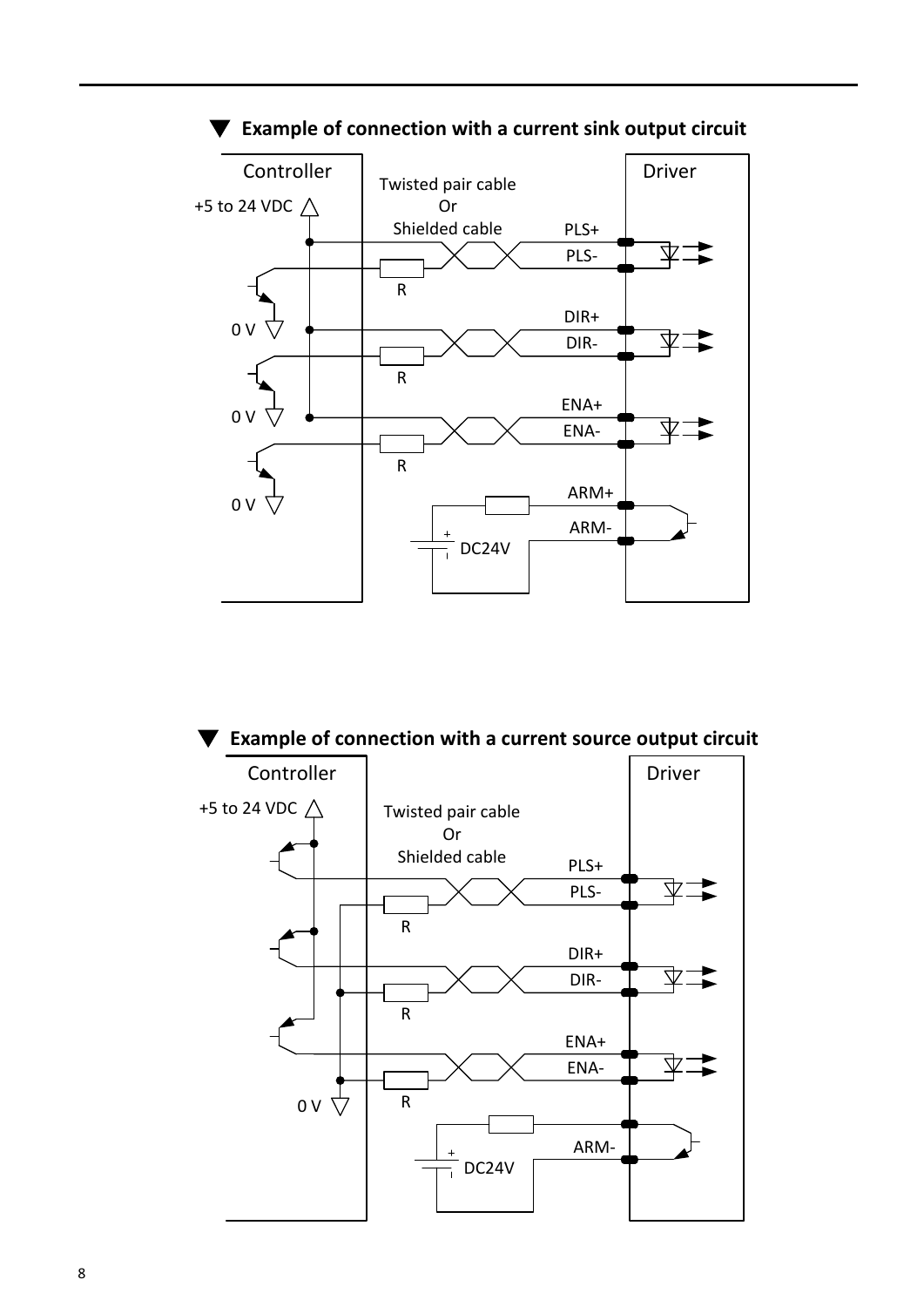### ▼ Example of connection with a current sink output circuit

Controller

+5 to 24 VDC

0 V

0 V

0 V

Twisted pair cable
Or
Shielded cable

R

R

R

Driver

PLS+

PLS-

DIR+

DIR-

ENA+

ENA-

ARM+

ARM-

DC24V

### ▼ Example of connection with a current source output circuit

Controller

+5 to 24 VDC

0 V

Twisted pair cable
Or
Shielded cable

R

R

R

Driver

PLS+

PLS-

DIR+

DIR-

ENA+

ENA-

ARM-

DC24V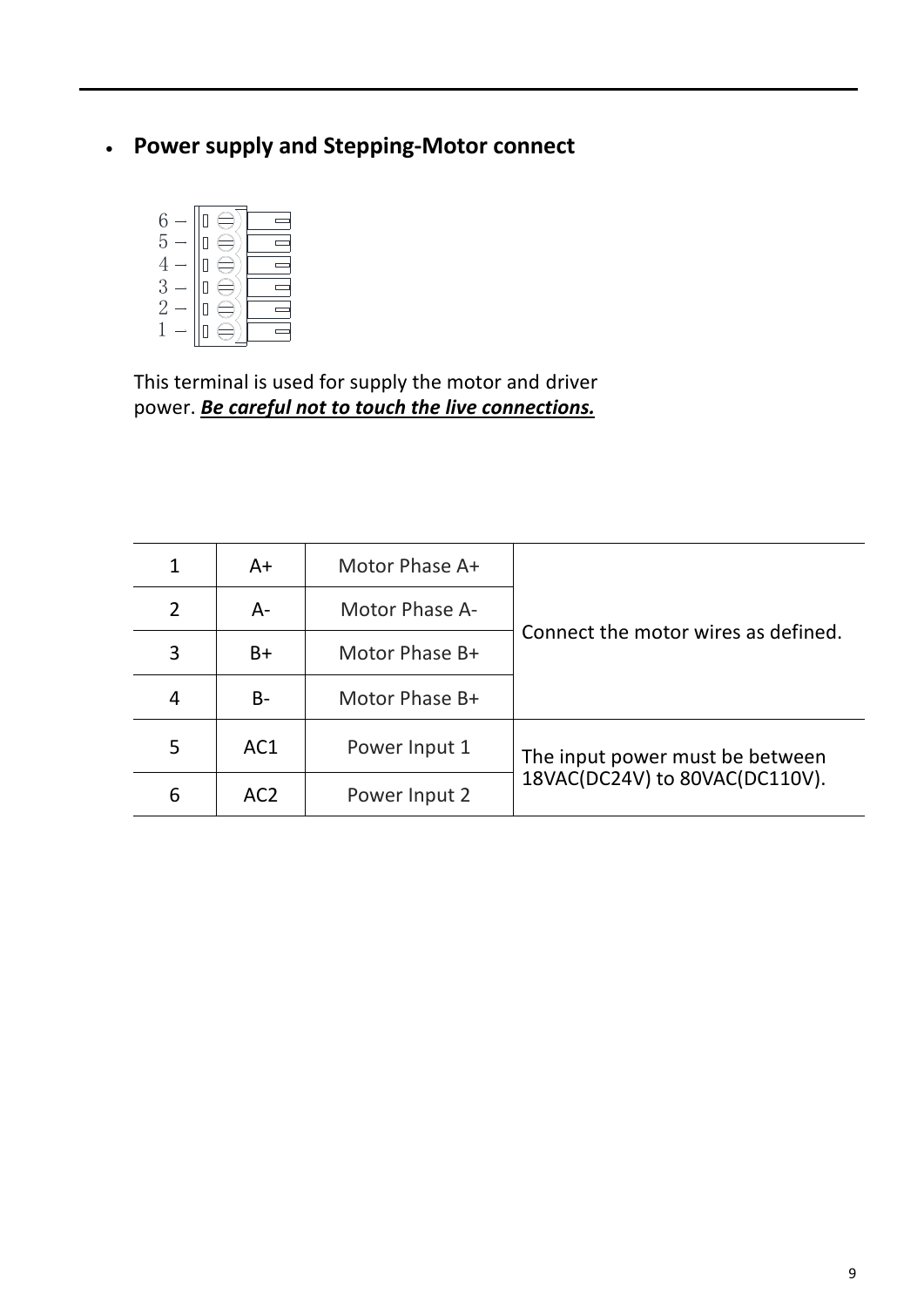- **Power supply and Stepping-Motor connect**

This terminal is used for supply the motor and driver power. ***<u>Be careful not to touch the live connections.</u>***

| | | | |
|---|---|---|---|
| 1 | A+ | Motor Phase A+ | Connect the motor wires as defined. |
| 2 | A- | Motor Phase A- | |
| 3 | B+ | Motor Phase B+ | |
| 4 | B- | Motor Phase B+ | |
| 5 | AC1 | Power Input 1 | The input power must be between 18VAC(DC24V) to 80VAC(DC110V). |
| 6 | AC2 | Power Input 2 | |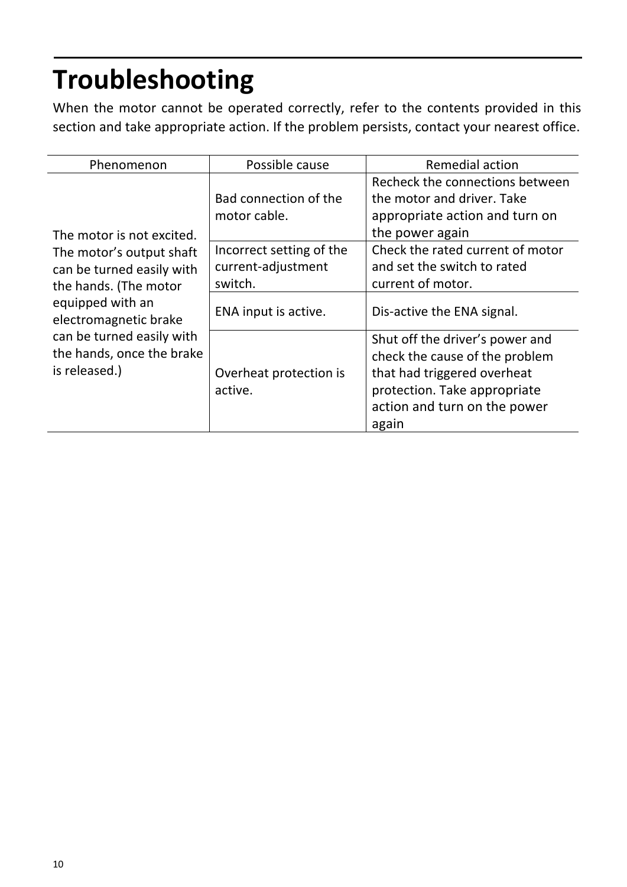# Troubleshooting

When the motor cannot be operated correctly, refer to the contents provided in this section and take appropriate action. If the problem persists, contact your nearest office.

| Phenomenon | Possible cause | Remedial action |
|---|---|---|
| The motor is not excited. The motor's output shaft can be turned easily with the hands. (The motor equipped with an electromagnetic brake can be turned easily with the hands, once the brake is released.) | Bad connection of the motor cable. | Recheck the connections between the motor and driver. Take appropriate action and turn on the power again |
| | Incorrect setting of the current-adjustment switch. | Check the rated current of motor and set the switch to rated current of motor. |
| | ENA input is active. | Dis-active the ENA signal. |
| | Overheat protection is active. | Shut off the driver's power and check the cause of the problem that had triggered overheat protection. Take appropriate action and turn on the power again |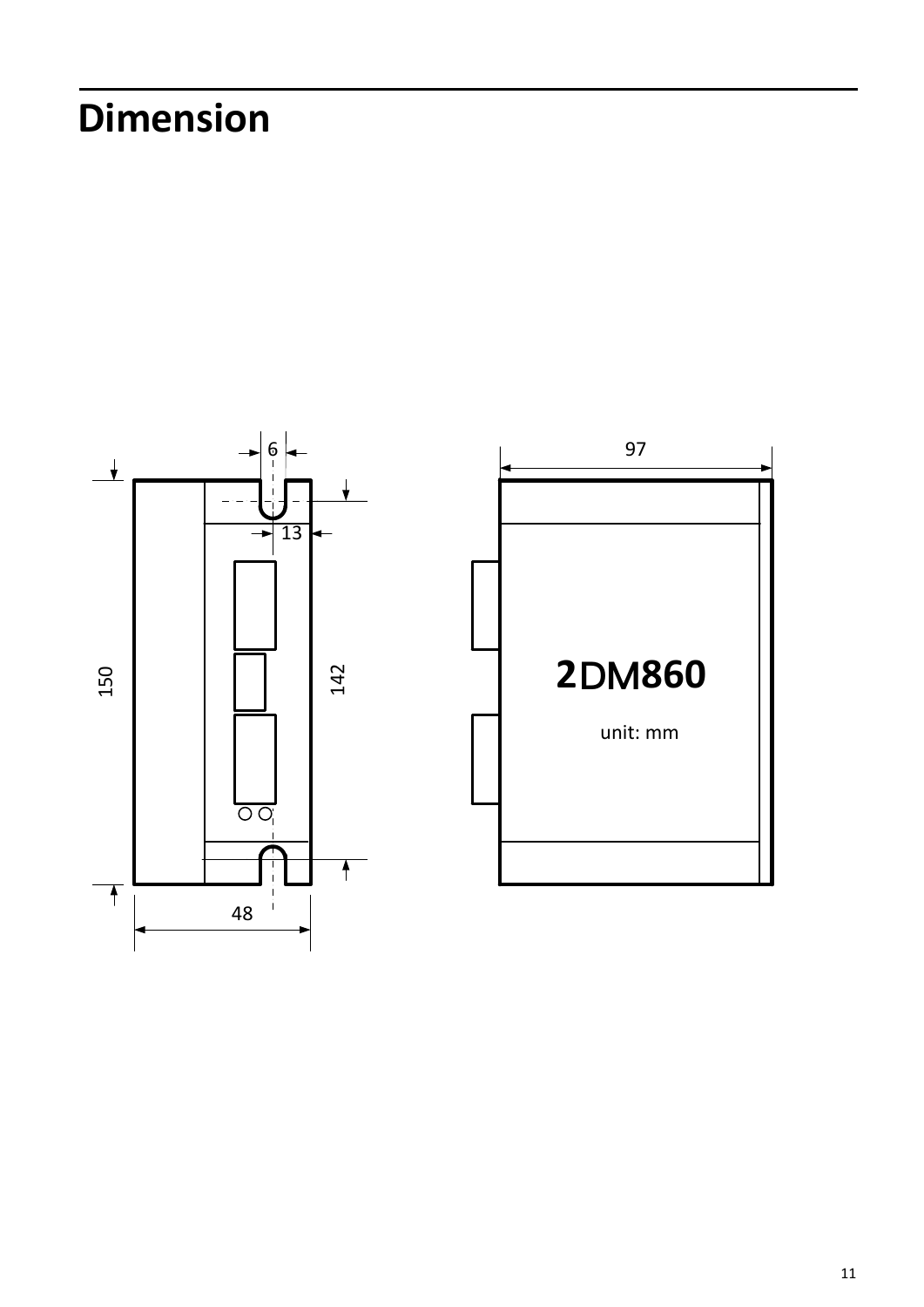# Dimension

6

13

150

142

48

97

2DM860

unit: mm